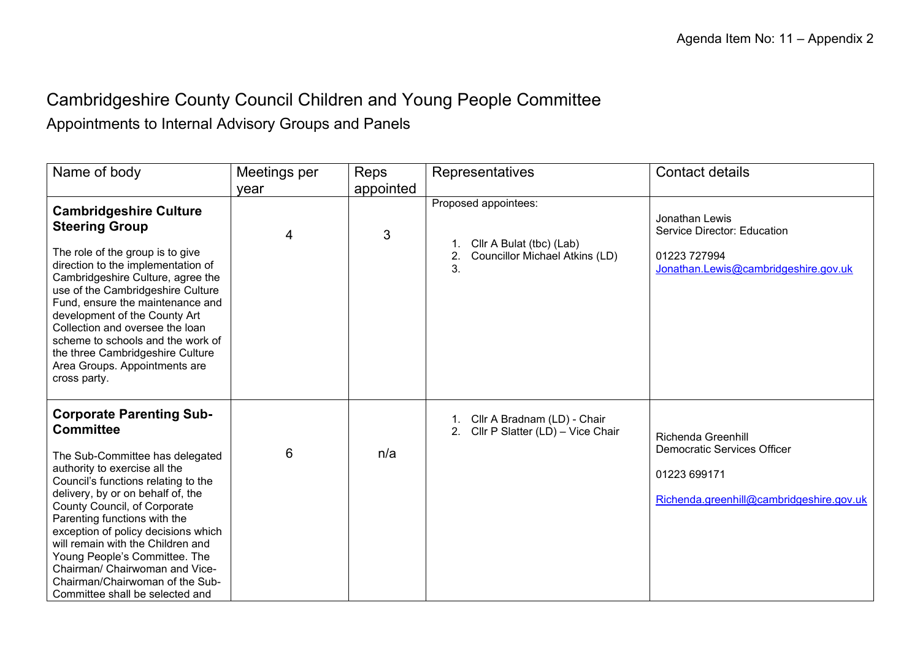Agenda Item No: 11 – Appendix 2

# Cambridgeshire County Council Children and Young People Committee

## Appointments to Internal Advisory Groups and Panels

| Name of body | Meetings per year | Reps appointed | Representatives | Contact details |
|---|---|---|---|---|
| **Cambridgeshire Culture Steering Group**<br><br>The role of the group is to give direction to the implementation of Cambridgeshire Culture, agree the use of the Cambridgeshire Culture Fund, ensure the maintenance and development of the County Art Collection and oversee the loan scheme to schools and the work of the three Cambridgeshire Culture Area Groups. Appointments are cross party. | 4 | 3 | Proposed appointees:<br><br>1. Cllr A Bulat (tbc) (Lab)<br>2. Councillor Michael Atkins (LD)<br>3. | Jonathan Lewis<br>Service Director: Education<br><br>01223 727994<br>Jonathan.Lewis@cambridgeshire.gov.uk |
| **Corporate Parenting Sub-Committee**<br><br>The Sub-Committee has delegated authority to exercise all the Council's functions relating to the delivery, by or on behalf of, the County Council, of Corporate Parenting functions with the exception of policy decisions which will remain with the Children and Young People's Committee. The Chairman/ Chairwoman and Vice-Chairman/Chairwoman of the Sub-Committee shall be selected and | 6 | n/a | 1. Cllr A Bradnam (LD) - Chair<br>2. Cllr P Slatter (LD) – Vice Chair | Richenda Greenhill<br>Democratic Services Officer<br><br>01223 699171<br><br>Richenda.greenhill@cambridgeshire.gov.uk |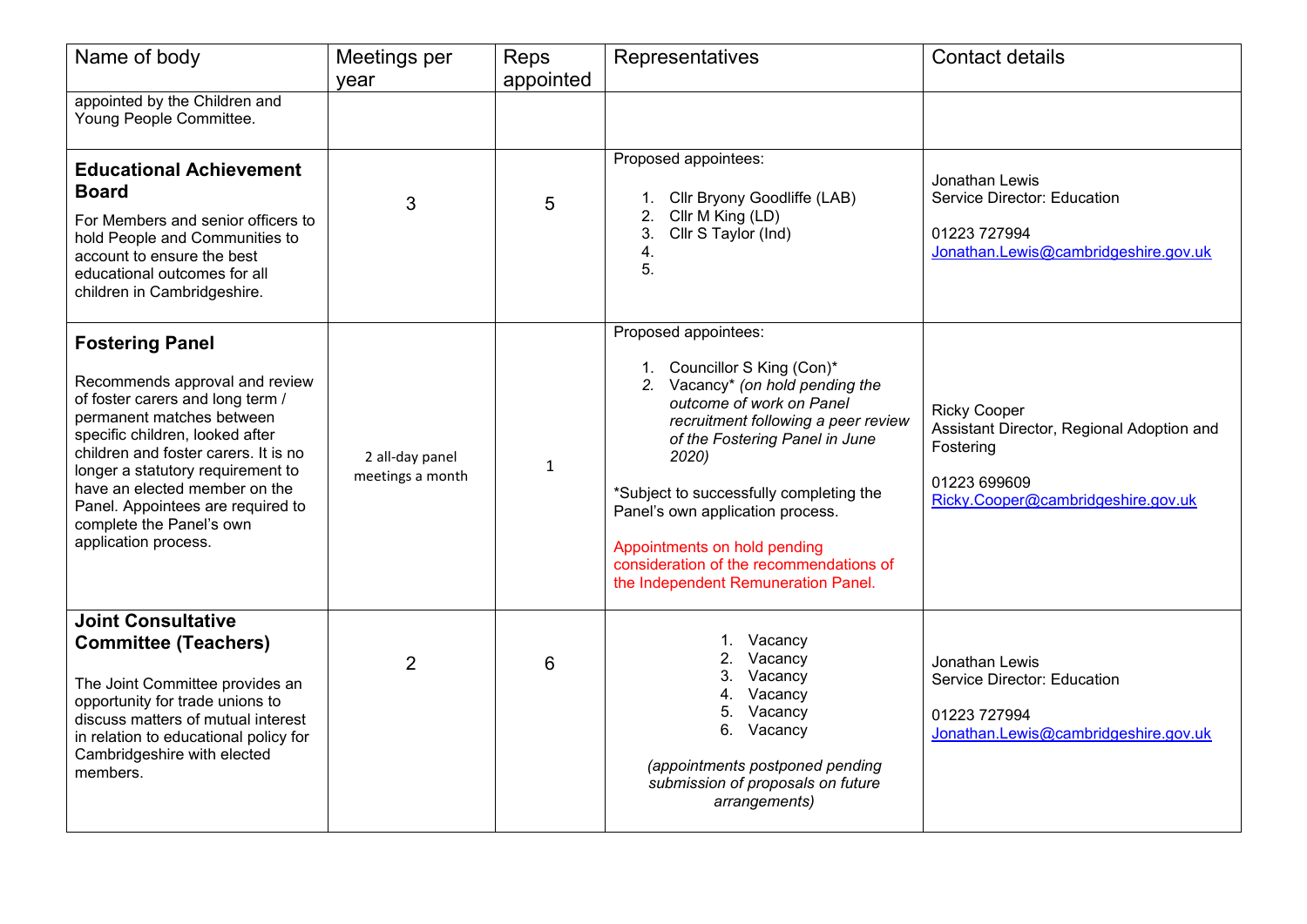| Name of body | Meetings per year | Reps appointed | Representatives | Contact details |
|---|---|---|---|---|
| appointed by the Children and Young People Committee. | | | | |
| **Educational Achievement Board**<br><br>For Members and senior officers to hold People and Communities to account to ensure the best educational outcomes for all children in Cambridgeshire. | 3 | 5 | Proposed appointees:<br><br>1. Cllr Bryony Goodliffe (LAB)<br>2. Cllr M King (LD)<br>3. Cllr S Taylor (Ind)<br>4.<br>5. | Jonathan Lewis<br>Service Director: Education<br><br>01223 727994<br>Jonathan.Lewis@cambridgeshire.gov.uk |
| **Fostering Panel**<br><br>Recommends approval and review of foster carers and long term / permanent matches between specific children, looked after children and foster carers. It is no longer a statutory requirement to have an elected member on the Panel. Appointees are required to complete the Panel's own application process. | 2 all-day panel meetings a month | 1 | Proposed appointees:<br><br>1. Councillor S King (Con)*<br>2. Vacancy* *(on hold pending the outcome of work on Panel recruitment following a peer review of the Fostering Panel in June 2020)*<br><br>*Subject to successfully completing the Panel's own application process.<br><br>Appointments on hold pending consideration of the recommendations of the Independent Remuneration Panel. | Ricky Cooper<br>Assistant Director, Regional Adoption and Fostering<br><br>01223 699609<br>Ricky.Cooper@cambridgeshire.gov.uk |
| **Joint Consultative Committee (Teachers)**<br><br>The Joint Committee provides an opportunity for trade unions to discuss matters of mutual interest in relation to educational policy for Cambridgeshire with elected members. | 2 | 6 | 1. Vacancy<br>2. Vacancy<br>3. Vacancy<br>4. Vacancy<br>5. Vacancy<br>6. Vacancy<br><br>*(appointments postponed pending submission of proposals on future arrangements)* | Jonathan Lewis<br>Service Director: Education<br><br>01223 727994<br>Jonathan.Lewis@cambridgeshire.gov.uk |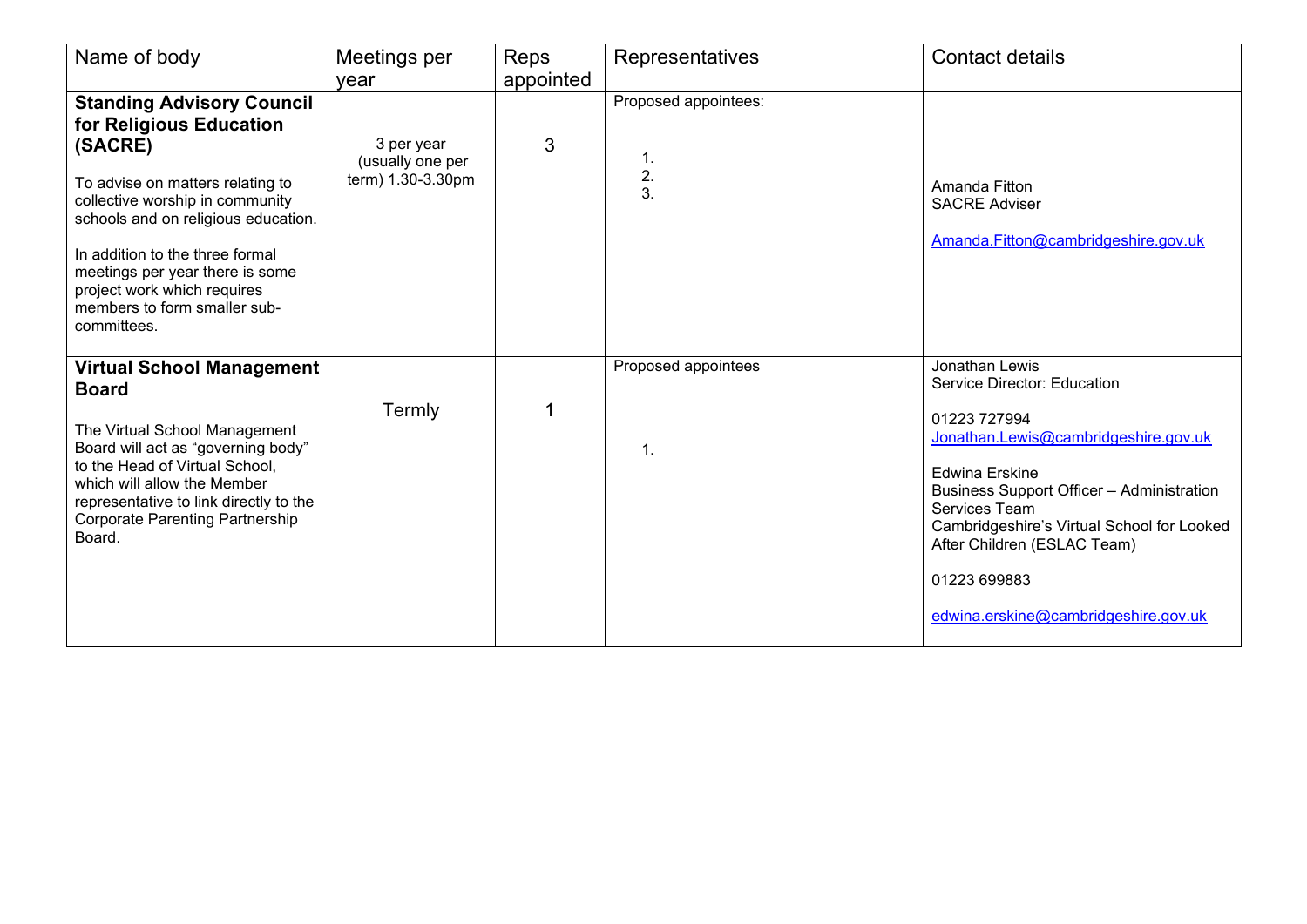| Name of body | Meetings per year | Reps appointed | Representatives | Contact details |
|---|---|---|---|---|
| **Standing Advisory Council for Religious Education (SACRE)**<br><br>To advise on matters relating to collective worship in community schools and on religious education.<br><br>In addition to the three formal meetings per year there is some project work which requires members to form smaller sub-committees. | 3 per year (usually one per term) 1.30-3.30pm | 3 | Proposed appointees:<br><br>1.<br>2.<br>3. | Amanda Fitton<br>SACRE Adviser<br><br>Amanda.Fitton@cambridgeshire.gov.uk |
| **Virtual School Management Board**<br><br>The Virtual School Management Board will act as "governing body" to the Head of Virtual School, which will allow the Member representative to link directly to the Corporate Parenting Partnership Board. | Termly | 1 | Proposed appointees<br><br>1. | Jonathan Lewis<br>Service Director: Education<br><br>01223 727994<br>Jonathan.Lewis@cambridgeshire.gov.uk<br><br>Edwina Erskine<br>Business Support Officer – Administration Services Team<br>Cambridgeshire's Virtual School for Looked After Children (ESLAC Team)<br><br>01223 699883<br><br>edwina.erskine@cambridgeshire.gov.uk |